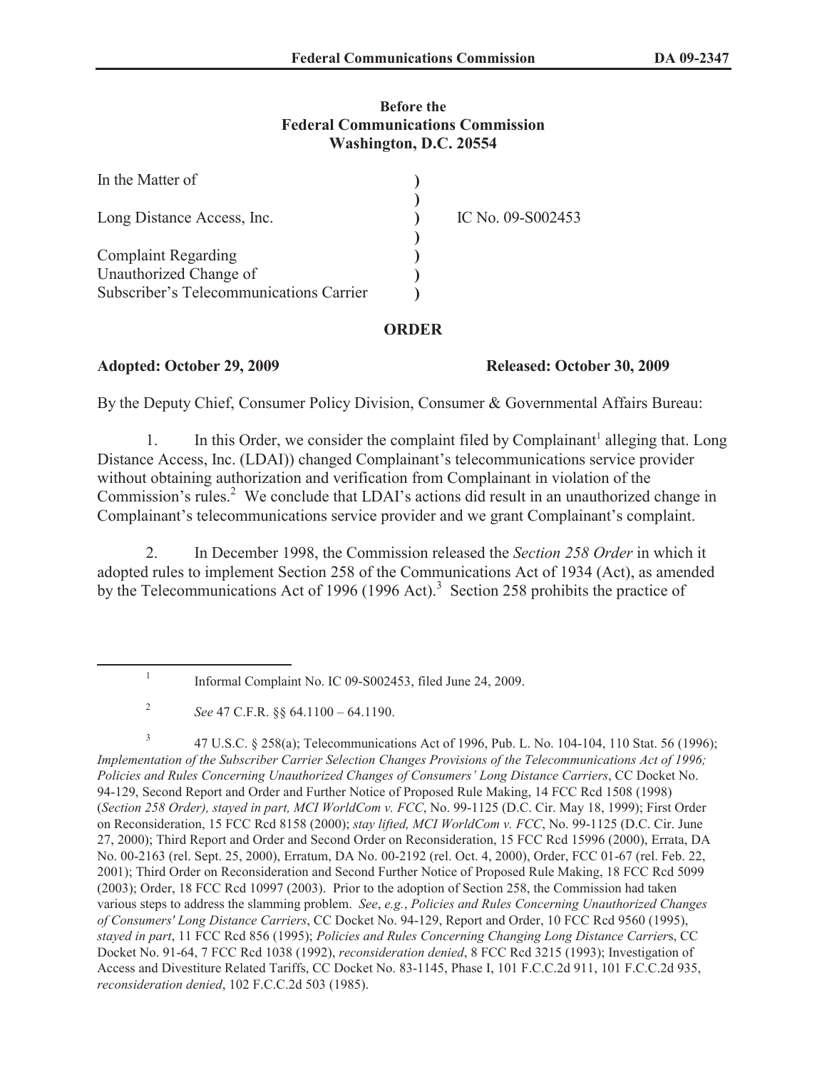**Before the**
**Federal Communications Commission**
**Washington, D.C. 20554**

| | | |
|---|---|---|
| In the Matter of | ) | |
| | ) | |
| Long Distance Access, Inc. | ) | IC No. 09-S002453 |
| | ) | |
| Complaint Regarding | ) | |
| Unauthorized Change of | ) | |
| Subscriber's Telecommunications Carrier | ) | |

## ORDER

**Adopted: October 29, 2009** **Released: October 30, 2009**

By the Deputy Chief, Consumer Policy Division, Consumer & Governmental Affairs Bureau:

1. In this Order, we consider the complaint filed by Complainant[1] alleging that. Long Distance Access, Inc. (LDAI)) changed Complainant's telecommunications service provider without obtaining authorization and verification from Complainant in violation of the Commission's rules.[2] We conclude that LDAI's actions did result in an unauthorized change in Complainant's telecommunications service provider and we grant Complainant's complaint.

2. In December 1998, the Commission released the *Section 258 Order* in which it adopted rules to implement Section 258 of the Communications Act of 1934 (Act), as amended by the Telecommunications Act of 1996 (1996 Act).[3] Section 258 prohibits the practice of

---

[1] Informal Complaint No. IC 09-S002453, filed June 24, 2009.

[2] *See* 47 C.F.R. §§ 64.1100 – 64.1190.

[3] 47 U.S.C. § 258(a); Telecommunications Act of 1996, Pub. L. No. 104-104, 110 Stat. 56 (1996); *Implementation of the Subscriber Carrier Selection Changes Provisions of the Telecommunications Act of 1996; Policies and Rules Concerning Unauthorized Changes of Consumers' Long Distance Carriers*, CC Docket No. 94-129, Second Report and Order and Further Notice of Proposed Rule Making, 14 FCC Rcd 1508 (1998) (*Section 258 Order), stayed in part, MCI WorldCom v. FCC*, No. 99-1125 (D.C. Cir. May 18, 1999); First Order on Reconsideration, 15 FCC Rcd 8158 (2000); *stay lifted, MCI WorldCom v. FCC*, No. 99-1125 (D.C. Cir. June 27, 2000); Third Report and Order and Second Order on Reconsideration, 15 FCC Rcd 15996 (2000), Errata, DA No. 00-2163 (rel. Sept. 25, 2000), Erratum, DA No. 00-2192 (rel. Oct. 4, 2000), Order, FCC 01-67 (rel. Feb. 22, 2001); Third Order on Reconsideration and Second Further Notice of Proposed Rule Making, 18 FCC Rcd 5099 (2003); Order, 18 FCC Rcd 10997 (2003). Prior to the adoption of Section 258, the Commission had taken various steps to address the slamming problem. *See*, *e.g.*, *Policies and Rules Concerning Unauthorized Changes of Consumers' Long Distance Carriers*, CC Docket No. 94-129, Report and Order, 10 FCC Rcd 9560 (1995), *stayed in part*, 11 FCC Rcd 856 (1995); *Policies and Rules Concerning Changing Long Distance Carrier*s, CC Docket No. 91-64, 7 FCC Rcd 1038 (1992), *reconsideration denied*, 8 FCC Rcd 3215 (1993); Investigation of Access and Divestiture Related Tariffs, CC Docket No. 83-1145, Phase I, 101 F.C.C.2d 911, 101 F.C.C.2d 935, *reconsideration denied*, 102 F.C.C.2d 503 (1985).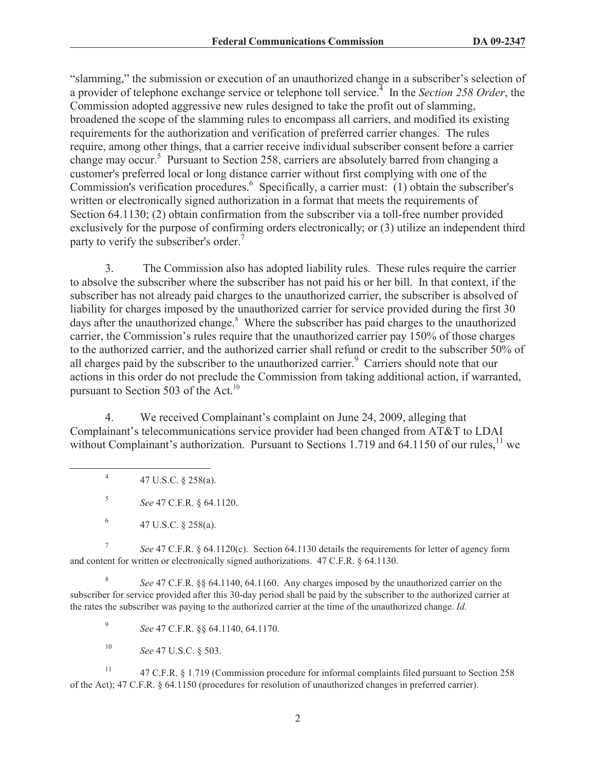"slamming," the submission or execution of an unauthorized change in a subscriber's selection of a provider of telephone exchange service or telephone toll service.[4] In the *Section 258 Order*, the Commission adopted aggressive new rules designed to take the profit out of slamming, broadened the scope of the slamming rules to encompass all carriers, and modified its existing requirements for the authorization and verification of preferred carrier changes. The rules require, among other things, that a carrier receive individual subscriber consent before a carrier change may occur.[5] Pursuant to Section 258, carriers are absolutely barred from changing a customer's preferred local or long distance carrier without first complying with one of the Commission's verification procedures.[6] Specifically, a carrier must: (1) obtain the subscriber's written or electronically signed authorization in a format that meets the requirements of Section 64.1130; (2) obtain confirmation from the subscriber via a toll-free number provided exclusively for the purpose of confirming orders electronically; or (3) utilize an independent third party to verify the subscriber's order.[7]

3. The Commission also has adopted liability rules. These rules require the carrier to absolve the subscriber where the subscriber has not paid his or her bill. In that context, if the subscriber has not already paid charges to the unauthorized carrier, the subscriber is absolved of liability for charges imposed by the unauthorized carrier for service provided during the first 30 days after the unauthorized change.[8] Where the subscriber has paid charges to the unauthorized carrier, the Commission's rules require that the unauthorized carrier pay 150% of those charges to the authorized carrier, and the authorized carrier shall refund or credit to the subscriber 50% of all charges paid by the subscriber to the unauthorized carrier.[9] Carriers should note that our actions in this order do not preclude the Commission from taking additional action, if warranted, pursuant to Section 503 of the Act.[10]

4. We received Complainant's complaint on June 24, 2009, alleging that Complainant's telecommunications service provider had been changed from AT&T to LDAI without Complainant's authorization. Pursuant to Sections 1.719 and 64.1150 of our rules,[11] we

---

[4] 47 U.S.C. § 258(a).

[5] *See* 47 C.F.R. § 64.1120.

[6] 47 U.S.C. § 258(a).

[7] *See* 47 C.F.R. § 64.1120(c). Section 64.1130 details the requirements for letter of agency form and content for written or electronically signed authorizations. 47 C.F.R. § 64.1130.

[8] *See* 47 C.F.R. §§ 64.1140, 64.1160. Any charges imposed by the unauthorized carrier on the subscriber for service provided after this 30-day period shall be paid by the subscriber to the authorized carrier at the rates the subscriber was paying to the authorized carrier at the time of the unauthorized change. *Id.*

[9] *See* 47 C.F.R. §§ 64.1140, 64.1170.

[10] *See* 47 U.S.C. § 503.

[11] 47 C.F.R. § 1.719 (Commission procedure for informal complaints filed pursuant to Section 258 of the Act); 47 C.F.R. § 64.1150 (procedures for resolution of unauthorized changes in preferred carrier).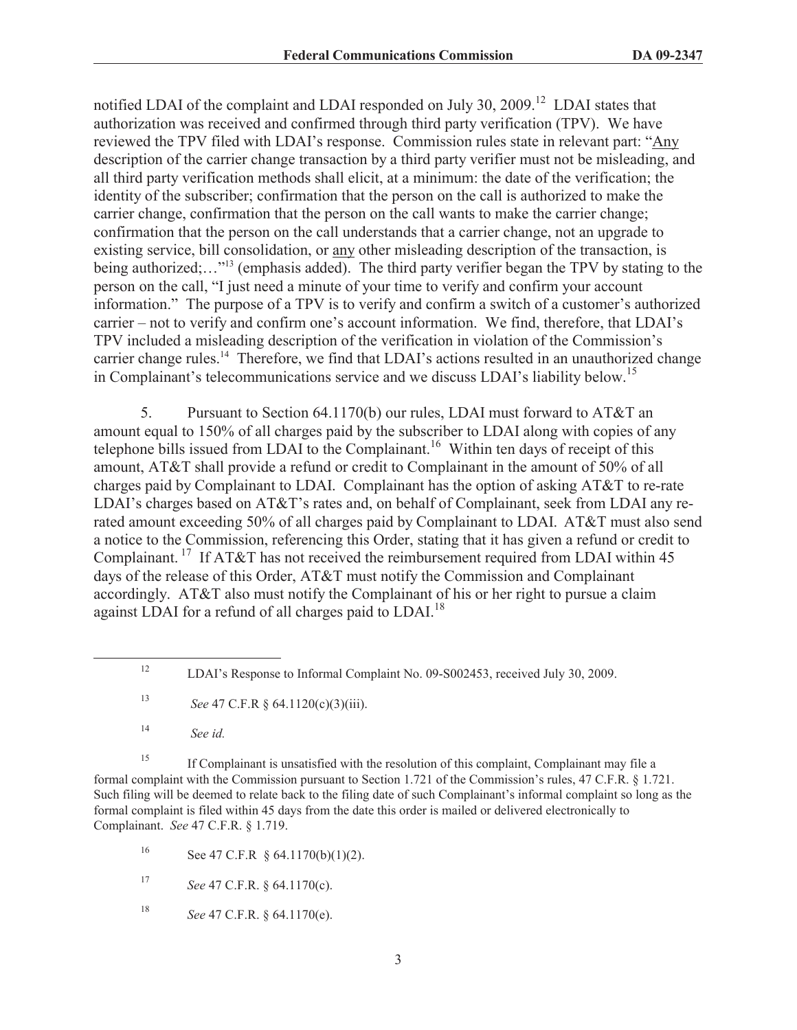notified LDAI of the complaint and LDAI responded on July 30, 2009.[12] LDAI states that authorization was received and confirmed through third party verification (TPV). We have reviewed the TPV filed with LDAI's response. Commission rules state in relevant part: "Any description of the carrier change transaction by a third party verifier must not be misleading, and all third party verification methods shall elicit, at a minimum: the date of the verification; the identity of the subscriber; confirmation that the person on the call is authorized to make the carrier change, confirmation that the person on the call wants to make the carrier change; confirmation that the person on the call understands that a carrier change, not an upgrade to existing service, bill consolidation, or any other misleading description of the transaction, is being authorized;…"[13] (emphasis added). The third party verifier began the TPV by stating to the person on the call, "I just need a minute of your time to verify and confirm your account information." The purpose of a TPV is to verify and confirm a switch of a customer's authorized carrier – not to verify and confirm one's account information. We find, therefore, that LDAI's TPV included a misleading description of the verification in violation of the Commission's carrier change rules.[14] Therefore, we find that LDAI's actions resulted in an unauthorized change in Complainant's telecommunications service and we discuss LDAI's liability below.[15]

5. Pursuant to Section 64.1170(b) our rules, LDAI must forward to AT&T an amount equal to 150% of all charges paid by the subscriber to LDAI along with copies of any telephone bills issued from LDAI to the Complainant.[16] Within ten days of receipt of this amount, AT&T shall provide a refund or credit to Complainant in the amount of 50% of all charges paid by Complainant to LDAI. Complainant has the option of asking AT&T to re-rate LDAI's charges based on AT&T's rates and, on behalf of Complainant, seek from LDAI any re-rated amount exceeding 50% of all charges paid by Complainant to LDAI. AT&T must also send a notice to the Commission, referencing this Order, stating that it has given a refund or credit to Complainant.[17] If AT&T has not received the reimbursement required from LDAI within 45 days of the release of this Order, AT&T must notify the Commission and Complainant accordingly. AT&T also must notify the Complainant of his or her right to pursue a claim against LDAI for a refund of all charges paid to LDAI.[18]

---

[12] LDAI's Response to Informal Complaint No. 09-S002453, received July 30, 2009.

[13] *See* 47 C.F.R § 64.1120(c)(3)(iii).

[14] *See id.*

[15] If Complainant is unsatisfied with the resolution of this complaint, Complainant may file a formal complaint with the Commission pursuant to Section 1.721 of the Commission's rules, 47 C.F.R. § 1.721. Such filing will be deemed to relate back to the filing date of such Complainant's informal complaint so long as the formal complaint is filed within 45 days from the date this order is mailed or delivered electronically to Complainant. *See* 47 C.F.R. § 1.719.

[16] See 47 C.F.R § 64.1170(b)(1)(2).

[17] *See* 47 C.F.R. § 64.1170(c).

[18] *See* 47 C.F.R. § 64.1170(e).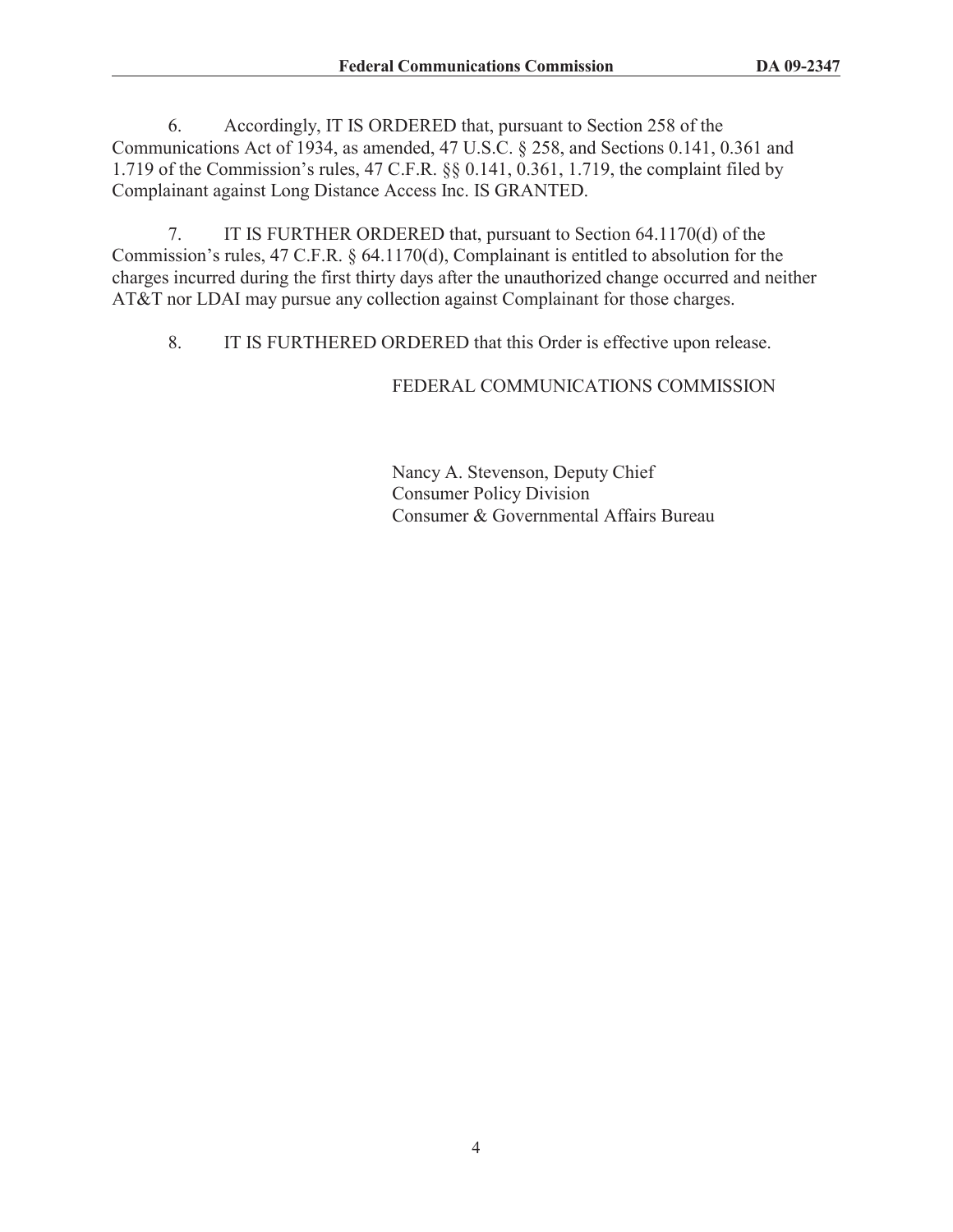6. Accordingly, IT IS ORDERED that, pursuant to Section 258 of the Communications Act of 1934, as amended, 47 U.S.C. § 258, and Sections 0.141, 0.361 and 1.719 of the Commission's rules, 47 C.F.R. §§ 0.141, 0.361, 1.719, the complaint filed by Complainant against Long Distance Access Inc. IS GRANTED.

7. IT IS FURTHER ORDERED that, pursuant to Section 64.1170(d) of the Commission's rules, 47 C.F.R. § 64.1170(d), Complainant is entitled to absolution for the charges incurred during the first thirty days after the unauthorized change occurred and neither AT&T nor LDAI may pursue any collection against Complainant for those charges.

8. IT IS FURTHERED ORDERED that this Order is effective upon release.

FEDERAL COMMUNICATIONS COMMISSION

Nancy A. Stevenson, Deputy Chief
Consumer Policy Division
Consumer & Governmental Affairs Bureau